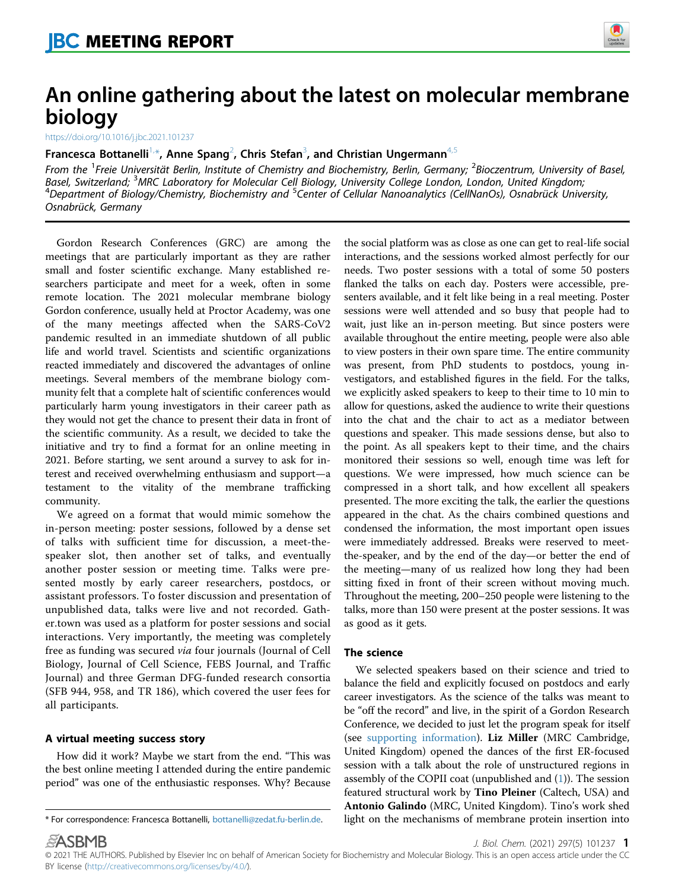JBC MEETING REPORT

# An online gathering about the latest on molecular membrane biology

https://doi.org/10.1016/j.jbc.2021.101237

**Francesca Bottanelli[1,*], Anne Spang[2], Chris Stefan[3], and Christian Ungermann[4,5]**

*From the [1]Freie Universität Berlin, Institute of Chemistry and Biochemistry, Berlin, Germany; [2]Biozentrum, University of Basel, Basel, Switzerland; [3]MRC Laboratory for Molecular Cell Biology, University College London, London, United Kingdom; [4]Department of Biology/Chemistry, Biochemistry and [5]Center of Cellular Nanoanalytics (CellNanOs), Osnabrück University, Osnabrück, Germany*

Gordon Research Conferences (GRC) are among the meetings that are particularly important as they are rather small and foster scientific exchange. Many established researchers participate and meet for a week, often in some remote location. The 2021 molecular membrane biology Gordon conference, usually held at Proctor Academy, was one of the many meetings affected when the SARS-CoV2 pandemic resulted in an immediate shutdown of all public life and world travel. Scientists and scientific organizations reacted immediately and discovered the advantages of online meetings. Several members of the membrane biology community felt that a complete halt of scientific conferences would particularly harm young investigators in their career path as they would not get the chance to present their data in front of the scientific community. As a result, we decided to take the initiative and try to find a format for an online meeting in 2021. Before starting, we sent around a survey to ask for interest and received overwhelming enthusiasm and support—a testament to the vitality of the membrane trafficking community.

We agreed on a format that would mimic somehow the in-person meeting: poster sessions, followed by a dense set of talks with sufficient time for discussion, a meet-the-speaker slot, then another set of talks, and eventually another poster session or meeting time. Talks were presented mostly by early career researchers, postdocs, or assistant professors. To foster discussion and presentation of unpublished data, talks were live and not recorded. Gather.town was used as a platform for poster sessions and social interactions. Very importantly, the meeting was completely free as funding was secured *via* four journals (Journal of Cell Biology, Journal of Cell Science, FEBS Journal, and Traffic Journal) and three German DFG-funded research consortia (SFB 944, 958, and TR 186), which covered the user fees for all participants.

## A virtual meeting success story

How did it work? Maybe we start from the end. "This was the best online meeting I attended during the entire pandemic period" was one of the enthusiastic responses. Why? Because the social platform was as close as one can get to real-life social interactions, and the sessions worked almost perfectly for our needs. Two poster sessions with a total of some 50 posters flanked the talks on each day. Posters were accessible, presenters available, and it felt like being in a real meeting. Poster sessions were well attended and so busy that people had to wait, just like an in-person meeting. But since posters were available throughout the entire meeting, people were also able to view posters in their own spare time. The entire community was present, from PhD students to postdocs, young investigators, and established figures in the field. For the talks, we explicitly asked speakers to keep to their time to 10 min to allow for questions, asked the audience to write their questions into the chat and the chair to act as a mediator between questions and speaker. This made sessions dense, but also to the point. As all speakers kept to their time, and the chairs monitored their sessions so well, enough time was left for questions. We were impressed, how much science can be compressed in a short talk, and how excellent all speakers presented. The more exciting the talk, the earlier the questions appeared in the chat. As the chairs combined questions and condensed the information, the most important open issues were immediately addressed. Breaks were reserved to meet-the-speaker, and by the end of the day—or better the end of the meeting—many of us realized how long they had been sitting fixed in front of their screen without moving much. Throughout the meeting, 200–250 people were listening to the talks, more than 150 were present at the poster sessions. It was as good as it gets.

## The science

We selected speakers based on their science and tried to balance the field and explicitly focused on postdocs and early career investigators. As the science of the talks was meant to be "off the record" and live, in the spirit of a Gordon Research Conference, we decided to just let the program speak for itself (see supporting information). **Liz Miller** (MRC Cambridge, United Kingdom) opened the dances of the first ER-focused session with a talk about the role of unstructured regions in assembly of the COPII coat (unpublished and (1)). The session featured structural work by **Tino Pleiner** (Caltech, USA) and **Antonio Galindo** (MRC, United Kingdom). Tino's work shed light on the mechanisms of membrane protein insertion into

\* For correspondence: Francesca Bottanelli, bottanelli@zedat.fu-berlin.de.

© 2021 THE AUTHORS. Published by Elsevier Inc on behalf of American Society for Biochemistry and Molecular Biology. This is an open access article under the CC BY license (http://creativecommons.org/licenses/by/4.0/).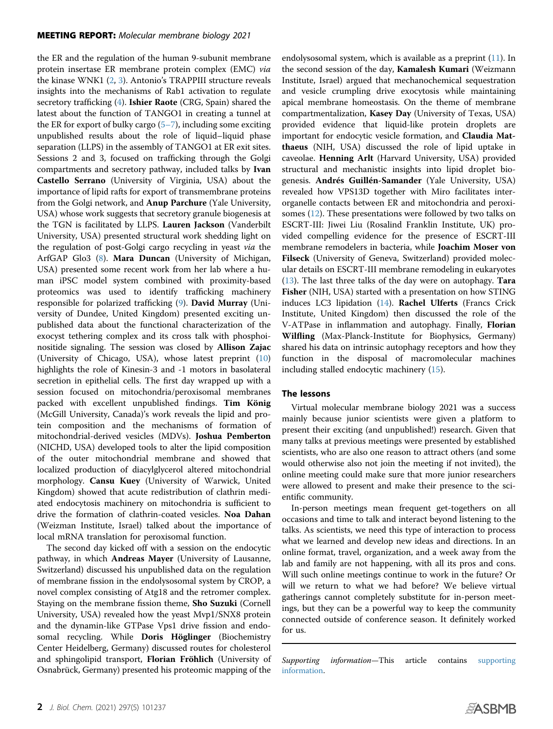the ER and the regulation of the human 9-subunit membrane protein insertase ER membrane protein complex (EMC) *via* the kinase WNK1 (2, 3). Antonio's TRAPPIII structure reveals insights into the mechanisms of Rab1 activation to regulate secretory trafficking (4). **Ishier Raote** (CRG, Spain) shared the latest about the function of TANGO1 in creating a tunnel at the ER for export of bulky cargo (5–7), including some exciting unpublished results about the role of liquid–liquid phase separation (LLPS) in the assembly of TANGO1 at ER exit sites. Sessions 2 and 3, focused on trafficking through the Golgi compartments and secretory pathway, included talks by **Ivan Castello Serrano** (University of Virginia, USA) about the importance of lipid rafts for export of transmembrane proteins from the Golgi network, and **Anup Parchure** (Yale University, USA) whose work suggests that secretory granule biogenesis at the TGN is facilitated by LLPS. **Lauren Jackson** (Vanderbilt University, USA) presented structural work shedding light on the regulation of post-Golgi cargo recycling in yeast *via* the ArfGAP Glo3 (8). **Mara Duncan** (University of Michigan, USA) presented some recent work from her lab where a human iPSC model system combined with proximity-based proteomics was used to identify trafficking machinery responsible for polarized trafficking (9). **David Murray** (University of Dundee, United Kingdom) presented exciting unpublished data about the functional characterization of the exocyst tethering complex and its cross talk with phosphoinositide signaling. The session was closed by **Allison Zajac** (University of Chicago, USA), whose latest preprint (10) highlights the role of Kinesin-3 and -1 motors in basolateral secretion in epithelial cells. The first day wrapped up with a session focused on mitochondria/peroxisomal membranes packed with excellent unpublished findings. **Tim König** (McGill University, Canada)'s work reveals the lipid and protein composition and the mechanisms of formation of mitochondrial-derived vesicles (MDVs). **Joshua Pemberton** (NICHD, USA) developed tools to alter the lipid composition of the outer mitochondrial membrane and showed that localized production of diacylglycerol altered mitochondrial morphology. **Cansu Kuey** (University of Warwick, United Kingdom) showed that acute redistribution of clathrin mediated endocytosis machinery on mitochondria is sufficient to drive the formation of clathrin-coated vesicles. **Noa Dahan** (Weizman Institute, Israel) talked about the importance of local mRNA translation for peroxisomal function.

The second day kicked off with a session on the endocytic pathway, in which **Andreas Mayer** (University of Lausanne, Switzerland) discussed his unpublished data on the regulation of membrane fission in the endolysosomal system by CROP, a novel complex consisting of Atg18 and the retromer complex. Staying on the membrane fission theme, **Sho Suzuki** (Cornell University, USA) revealed how the yeast Mvp1/SNX8 protein and the dynamin-like GTPase Vps1 drive fission and endosomal recycling. While **Doris Höglinger** (Biochemistry Center Heidelberg, Germany) discussed routes for cholesterol and sphingolipid transport, **Florian Fröhlich** (University of Osnabrück, Germany) presented his proteomic mapping of the endolysosomal system, which is available as a preprint (11). In the second session of the day, **Kamalesh Kumari** (Weizmann Institute, Israel) argued that mechanochemical sequestration and vesicle crumpling drive exocytosis while maintaining apical membrane homeostasis. On the theme of membrane compartmentalization, **Kasey Day** (University of Texas, USA) provided evidence that liquid-like protein droplets are important for endocytic vesicle formation, and **Claudia Matthaeus** (NIH, USA) discussed the role of lipid uptake in caveolae. **Henning Arlt** (Harvard University, USA) provided structural and mechanistic insights into lipid droplet biogenesis. **Andrés Guillén-Samander** (Yale University, USA) revealed how VPS13D together with Miro facilitates interorganelle contacts between ER and mitochondria and peroxisomes (12). These presentations were followed by two talks on ESCRT-III: Jiwei Liu (Rosalind Franklin Institute, UK) provided compelling evidence for the presence of ESCRT-III membrane remodelers in bacteria, while **Joachim Moser von Filseck** (University of Geneva, Switzerland) provided molecular details on ESCRT-III membrane remodeling in eukaryotes (13). The last three talks of the day were on autophagy. **Tara Fisher** (NIH, USA) started with a presentation on how STING induces LC3 lipidation (14). **Rachel Ulferts** (Francs Crick Institute, United Kingdom) then discussed the role of the V-ATPase in inflammation and autophagy. Finally, **Florian Wilfling** (Max-Planck-Institute for Biophysics, Germany) shared his data on intrinsic autophagy receptors and how they function in the disposal of macromolecular machines including stalled endocytic machinery (15).

## The lessons

Virtual molecular membrane biology 2021 was a success mainly because junior scientists were given a platform to present their exciting (and unpublished!) research. Given that many talks at previous meetings were presented by established scientists, who are also one reason to attract others (and some would otherwise also not join the meeting if not invited), the online meeting could make sure that more junior researchers were allowed to present and make their presence to the scientific community.

In-person meetings mean frequent get-togethers on all occasions and time to talk and interact beyond listening to the talks. As scientists, we need this type of interaction to process what we learned and develop new ideas and directions. In an online format, travel, organization, and a week away from the lab and family are not happening, with all its pros and cons. Will such online meetings continue to work in the future? Or will we return to what we had before? We believe virtual gatherings cannot completely substitute for in-person meetings, but they can be a powerful way to keep the community connected outside of conference season. It definitely worked for us.

---

*Supporting information*—This article contains supporting information.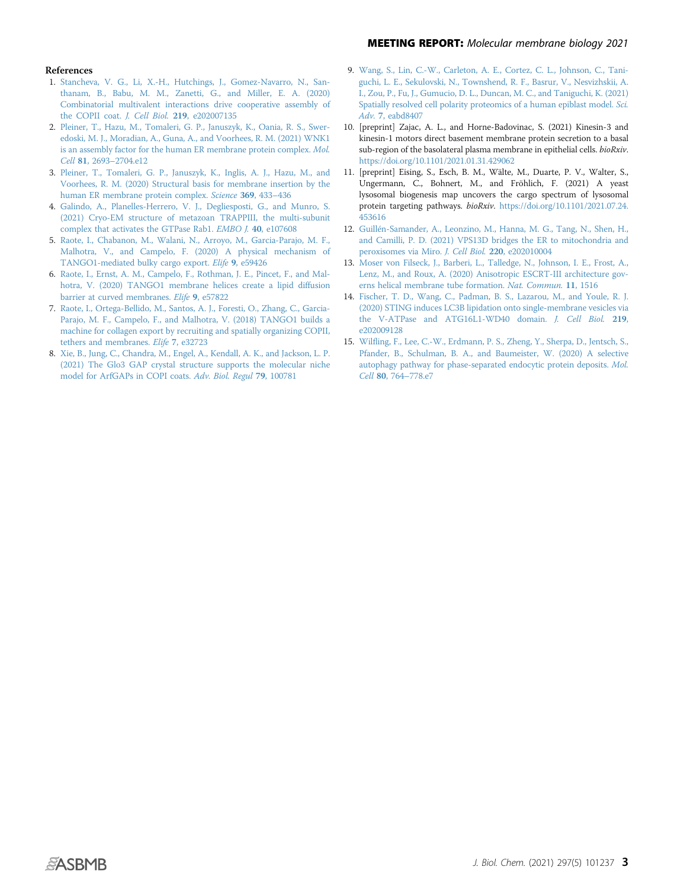## References

1. Stancheva, V. G., Li, X.-H., Hutchings, J., Gomez-Navarro, N., Santhanam, B., Babu, M. M., Zanetti, G., and Miller, E. A. (2020) Combinatorial multivalent interactions drive cooperative assembly of the COPII coat. *J. Cell Biol.* **219**, e202007135
2. Pleiner, T., Hazu, M., Tomaleri, G. P., Januszyk, K., Oania, R. S., Sweredoski, M. J., Moradian, A., Guna, A., and Voorhees, R. M. (2021) WNK1 is an assembly factor for the human ER membrane protein complex. *Mol. Cell* **81**, 2693–2704.e12
3. Pleiner, T., Tomaleri, G. P., Januszyk, K., Inglis, A. J., Hazu, M., and Voorhees, R. M. (2020) Structural basis for membrane insertion by the human ER membrane protein complex. *Science* **369**, 433–436
4. Galindo, A., Planelles-Herrero, V. J., Degliesposti, G., and Munro, S. (2021) Cryo-EM structure of metazoan TRAPPIII, the multi-subunit complex that activates the GTPase Rab1. *EMBO J.* **40**, e107608
5. Raote, I., Chabanon, M., Walani, N., Arroyo, M., Garcia-Parajo, M. F., Malhotra, V., and Campelo, F. (2020) A physical mechanism of TANGO1-mediated bulky cargo export. *Elife* **9**, e59426
6. Raote, I., Ernst, A. M., Campelo, F., Rothman, J. E., Pincet, F., and Malhotra, V. (2020) TANGO1 membrane helices create a lipid diffusion barrier at curved membranes. *Elife* **9**, e57822
7. Raote, I., Ortega-Bellido, M., Santos, A. J., Foresti, O., Zhang, C., Garcia-Parajo, M. F., Campelo, F., and Malhotra, V. (2018) TANGO1 builds a machine for collagen export by recruiting and spatially organizing COPII, tethers and membranes. *Elife* **7**, e32723
8. Xie, B., Jung, C., Chandra, M., Engel, A., Kendall, A. K., and Jackson, L. P. (2021) The Glo3 GAP crystal structure supports the molecular niche model for ArfGAPs in COPI coats. *Adv. Biol. Regul* **79**, 100781
9. Wang, S., Lin, C.-W., Carleton, A. E., Cortez, C. L., Johnson, C., Taniguchi, L. E., Sekulovski, N., Townshend, R. F., Basrur, V., Nesvizhskii, A. I., Zou, P., Fu, J., Gumucio, D. L., Duncan, M. C., and Taniguchi, K. (2021) Spatially resolved cell polarity proteomics of a human epiblast model. *Sci. Adv.* **7**, eabd8407
10. [preprint] Zajac, A. L., and Horne-Badovinac, S. (2021) Kinesin-3 and kinesin-1 motors direct basement membrane protein secretion to a basal sub-region of the basolateral plasma membrane in epithelial cells. *bioRxiv*. https://doi.org/10.1101/2021.01.31.429062
11. [preprint] Eising, S., Esch, B. M., Wälte, M., Duarte, P. V., Walter, S., Ungermann, C., Bohnert, M., and Fröhlich, F. (2021) A yeast lysosomal biogenesis map uncovers the cargo spectrum of lysosomal protein targeting pathways. *bioRxiv*. https://doi.org/10.1101/2021.07.24.453616
12. Guillén-Samander, A., Leonzino, M., Hanna, M. G., Tang, N., Shen, H., and Camilli, P. D. (2021) VPS13D bridges the ER to mitochondria and peroxisomes via Miro. *J. Cell Biol.* **220**, e202010004
13. Moser von Filseck, J., Barberi, L., Talledge, N., Johnson, I. E., Frost, A., Lenz, M., and Roux, A. (2020) Anisotropic ESCRT-III architecture governs helical membrane tube formation. *Nat. Commun.* **11**, 1516
14. Fischer, T. D., Wang, C., Padman, B. S., Lazarou, M., and Youle, R. J. (2020) STING induces LC3B lipidation onto single-membrane vesicles via the V-ATPase and ATG16L1-WD40 domain. *J. Cell Biol.* **219**, e202009128
15. Wilfling, F., Lee, C.-W., Erdmann, P. S., Zheng, Y., Sherpa, D., Jentsch, S., Pfander, B., Schulman, B. A., and Baumeister, W. (2020) A selective autophagy pathway for phase-separated endocytic protein deposits. *Mol. Cell* **80**, 764–778.e7